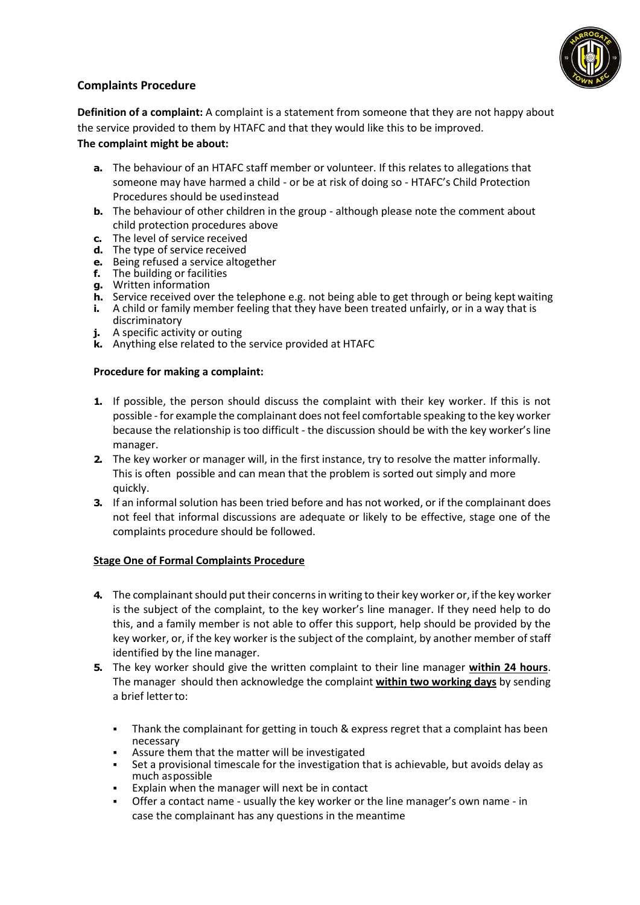## Complaints Procedure

**Definition of a complaint:** A complaint is a statement from someone that they are not happy about the service provided to them by HTAFC and that they would like this to be improved.

**The complaint might be about:**

- **a.** The behaviour of an HTAFC staff member or volunteer. If this relates to allegations that someone may have harmed a child - or be at risk of doing so - HTAFC's Child Protection Procedures should be used instead
- **b.** The behaviour of other children in the group - although please note the comment about child protection procedures above
- **c.** The level of service received
- **d.** The type of service received
- **e.** Being refused a service altogether
- **f.** The building or facilities
- **g.** Written information
- **h.** Service received over the telephone e.g. not being able to get through or being kept waiting
- **i.** A child or family member feeling that they have been treated unfairly, or in a way that is discriminatory
- **j.** A specific activity or outing
- **k.** Anything else related to the service provided at HTAFC

**Procedure for making a complaint:**

1. If possible, the person should discuss the complaint with their key worker. If this is not possible - for example the complainant does not feel comfortable speaking to the key worker because the relationship is too difficult - the discussion should be with the key worker's line manager.
2. The key worker or manager will, in the first instance, try to resolve the matter informally. This is often possible and can mean that the problem is sorted out simply and more quickly.
3. If an informal solution has been tried before and has not worked, or if the complainant does not feel that informal discussions are adequate or likely to be effective, stage one of the complaints procedure should be followed.

### Stage One of Formal Complaints Procedure

4. The complainant should put their concerns in writing to their key worker or, if the key worker is the subject of the complaint, to the key worker's line manager. If they need help to do this, and a family member is not able to offer this support, help should be provided by the key worker, or, if the key worker is the subject of the complaint, by another member of staff identified by the line manager.
5. The key worker should give the written complaint to their line manager **within 24 hours**. The manager should then acknowledge the complaint **within two working days** by sending a brief letter to:
   - Thank the complainant for getting in touch & express regret that a complaint has been necessary
   - Assure them that the matter will be investigated
   - Set a provisional timescale for the investigation that is achievable, but avoids delay as much as possible
   - Explain when the manager will next be in contact
   - Offer a contact name - usually the key worker or the line manager's own name - in case the complainant has any questions in the meantime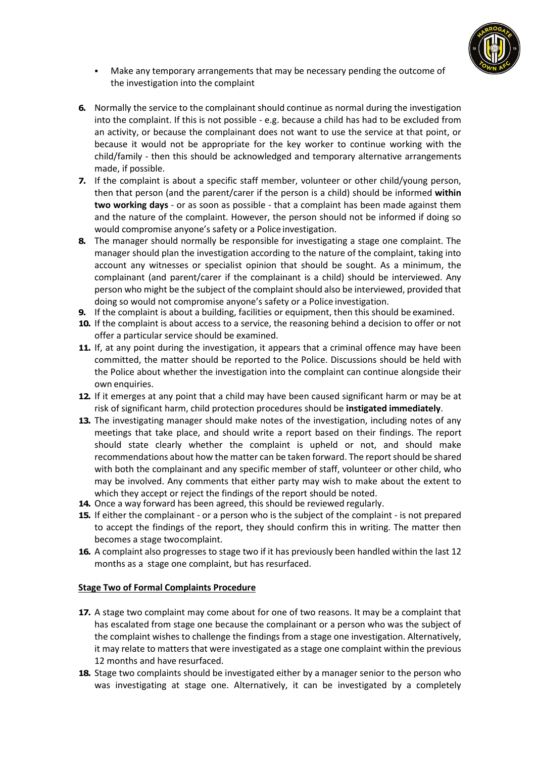- Make any temporary arrangements that may be necessary pending the outcome of the investigation into the complaint

6. Normally the service to the complainant should continue as normal during the investigation into the complaint. If this is not possible - e.g. because a child has had to be excluded from an activity, or because the complainant does not want to use the service at that point, or because it would not be appropriate for the key worker to continue working with the child/family - then this should be acknowledged and temporary alternative arrangements made, if possible.
7. If the complaint is about a specific staff member, volunteer or other child/young person, then that person (and the parent/carer if the person is a child) should be informed **within two working days** - or as soon as possible - that a complaint has been made against them and the nature of the complaint. However, the person should not be informed if doing so would compromise anyone's safety or a Police investigation.
8. The manager should normally be responsible for investigating a stage one complaint. The manager should plan the investigation according to the nature of the complaint, taking into account any witnesses or specialist opinion that should be sought. As a minimum, the complainant (and parent/carer if the complainant is a child) should be interviewed. Any person who might be the subject of the complaint should also be interviewed, provided that doing so would not compromise anyone's safety or a Police investigation.
9. If the complaint is about a building, facilities or equipment, then this should be examined.
10. If the complaint is about access to a service, the reasoning behind a decision to offer or not offer a particular service should be examined.
11. If, at any point during the investigation, it appears that a criminal offence may have been committed, the matter should be reported to the Police. Discussions should be held with the Police about whether the investigation into the complaint can continue alongside their own enquiries.
12. If it emerges at any point that a child may have been caused significant harm or may be at risk of significant harm, child protection procedures should be **instigated immediately**.
13. The investigating manager should make notes of the investigation, including notes of any meetings that take place, and should write a report based on their findings. The report should state clearly whether the complaint is upheld or not, and should make recommendations about how the matter can be taken forward. The report should be shared with both the complainant and any specific member of staff, volunteer or other child, who may be involved. Any comments that either party may wish to make about the extent to which they accept or reject the findings of the report should be noted.
14. Once a way forward has been agreed, this should be reviewed regularly.
15. If either the complainant - or a person who is the subject of the complaint - is not prepared to accept the findings of the report, they should confirm this in writing. The matter then becomes a stage two complaint.
16. A complaint also progresses to stage two if it has previously been handled within the last 12 months as a stage one complaint, but has resurfaced.

**Stage Two of Formal Complaints Procedure**

17. A stage two complaint may come about for one of two reasons. It may be a complaint that has escalated from stage one because the complainant or a person who was the subject of the complaint wishes to challenge the findings from a stage one investigation. Alternatively, it may relate to matters that were investigated as a stage one complaint within the previous 12 months and have resurfaced.
18. Stage two complaints should be investigated either by a manager senior to the person who was investigating at stage one. Alternatively, it can be investigated by a completely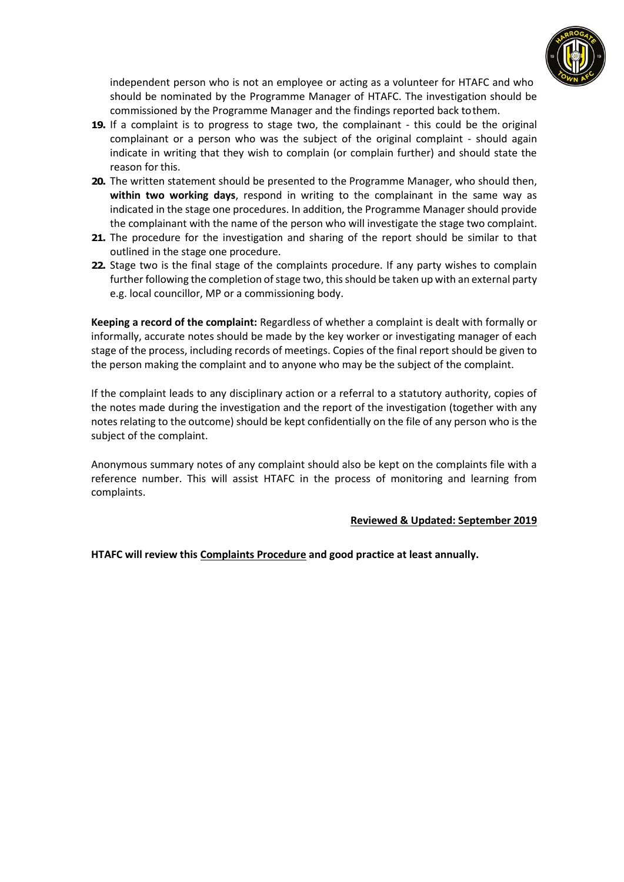independent person who is not an employee or acting as a volunteer for HTAFC and who should be nominated by the Programme Manager of HTAFC. The investigation should be commissioned by the Programme Manager and the findings reported back to them.

19. If a complaint is to progress to stage two, the complainant - this could be the original complainant or a person who was the subject of the original complaint - should again indicate in writing that they wish to complain (or complain further) and should state the reason for this.
20. The written statement should be presented to the Programme Manager, who should then, **within two working days**, respond in writing to the complainant in the same way as indicated in the stage one procedures. In addition, the Programme Manager should provide the complainant with the name of the person who will investigate the stage two complaint.
21. The procedure for the investigation and sharing of the report should be similar to that outlined in the stage one procedure.
22. Stage two is the final stage of the complaints procedure. If any party wishes to complain further following the completion of stage two, this should be taken up with an external party e.g. local councillor, MP or a commissioning body.

**Keeping a record of the complaint:** Regardless of whether a complaint is dealt with formally or informally, accurate notes should be made by the key worker or investigating manager of each stage of the process, including records of meetings. Copies of the final report should be given to the person making the complaint and to anyone who may be the subject of the complaint.

If the complaint leads to any disciplinary action or a referral to a statutory authority, copies of the notes made during the investigation and the report of the investigation (together with any notes relating to the outcome) should be kept confidentially on the file of any person who is the subject of the complaint.

Anonymous summary notes of any complaint should also be kept on the complaints file with a reference number. This will assist HTAFC in the process of monitoring and learning from complaints.

**Reviewed & Updated: September 2019**

**HTAFC will review this Complaints Procedure and good practice at least annually.**